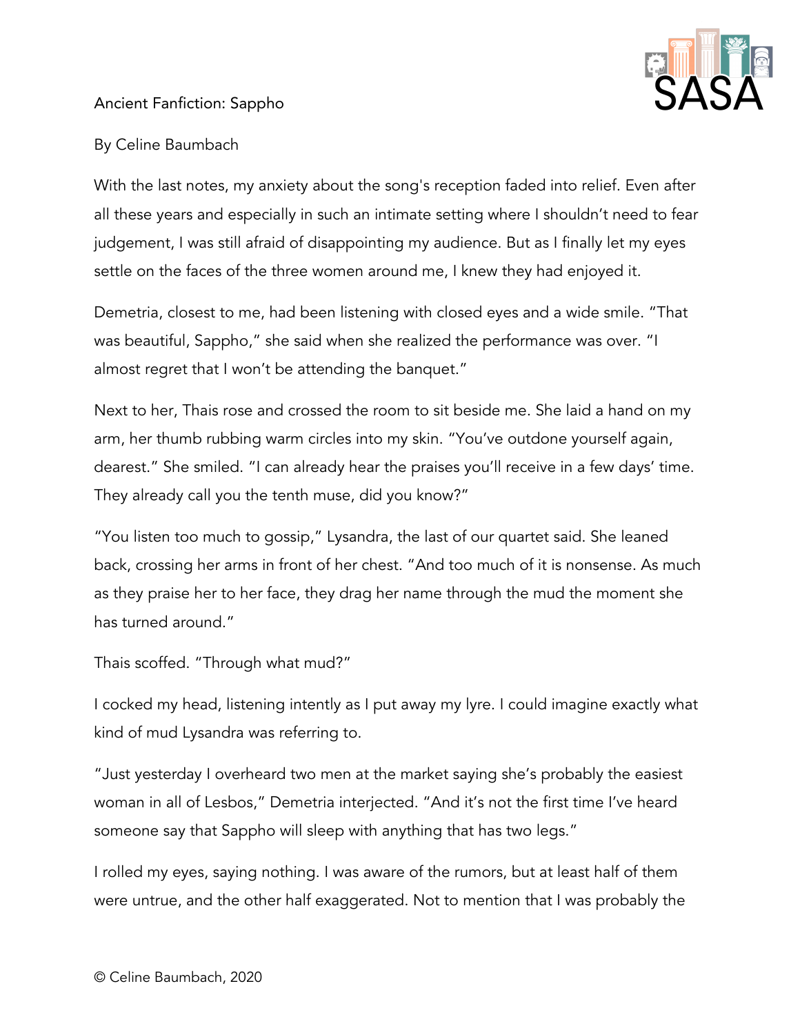Ancient Fanfiction: Sappho

By Celine Baumbach

With the last notes, my anxiety about the song's reception faded into relief. Even after all these years and especially in such an intimate setting where I shouldn't need to fear judgement, I was still afraid of disappointing my audience. But as I finally let my eyes settle on the faces of the three women around me, I knew they had enjoyed it.

Demetria, closest to me, had been listening with closed eyes and a wide smile. "That was beautiful, Sappho," she said when she realized the performance was over. "I almost regret that I won't be attending the banquet."

Next to her, Thais rose and crossed the room to sit beside me. She laid a hand on my arm, her thumb rubbing warm circles into my skin. "You've outdone yourself again, dearest." She smiled. "I can already hear the praises you'll receive in a few days' time. They already call you the tenth muse, did you know?"

"You listen too much to gossip," Lysandra, the last of our quartet said. She leaned back, crossing her arms in front of her chest. "And too much of it is nonsense. As much as they praise her to her face, they drag her name through the mud the moment she has turned around."

Thais scoffed. "Through what mud?"

I cocked my head, listening intently as I put away my lyre. I could imagine exactly what kind of mud Lysandra was referring to.

"Just yesterday I overheard two men at the market saying she's probably the easiest woman in all of Lesbos," Demetria interjected. "And it's not the first time I've heard someone say that Sappho will sleep with anything that has two legs."

I rolled my eyes, saying nothing. I was aware of the rumors, but at least half of them were untrue, and the other half exaggerated. Not to mention that I was probably the

© Celine Baumbach, 2020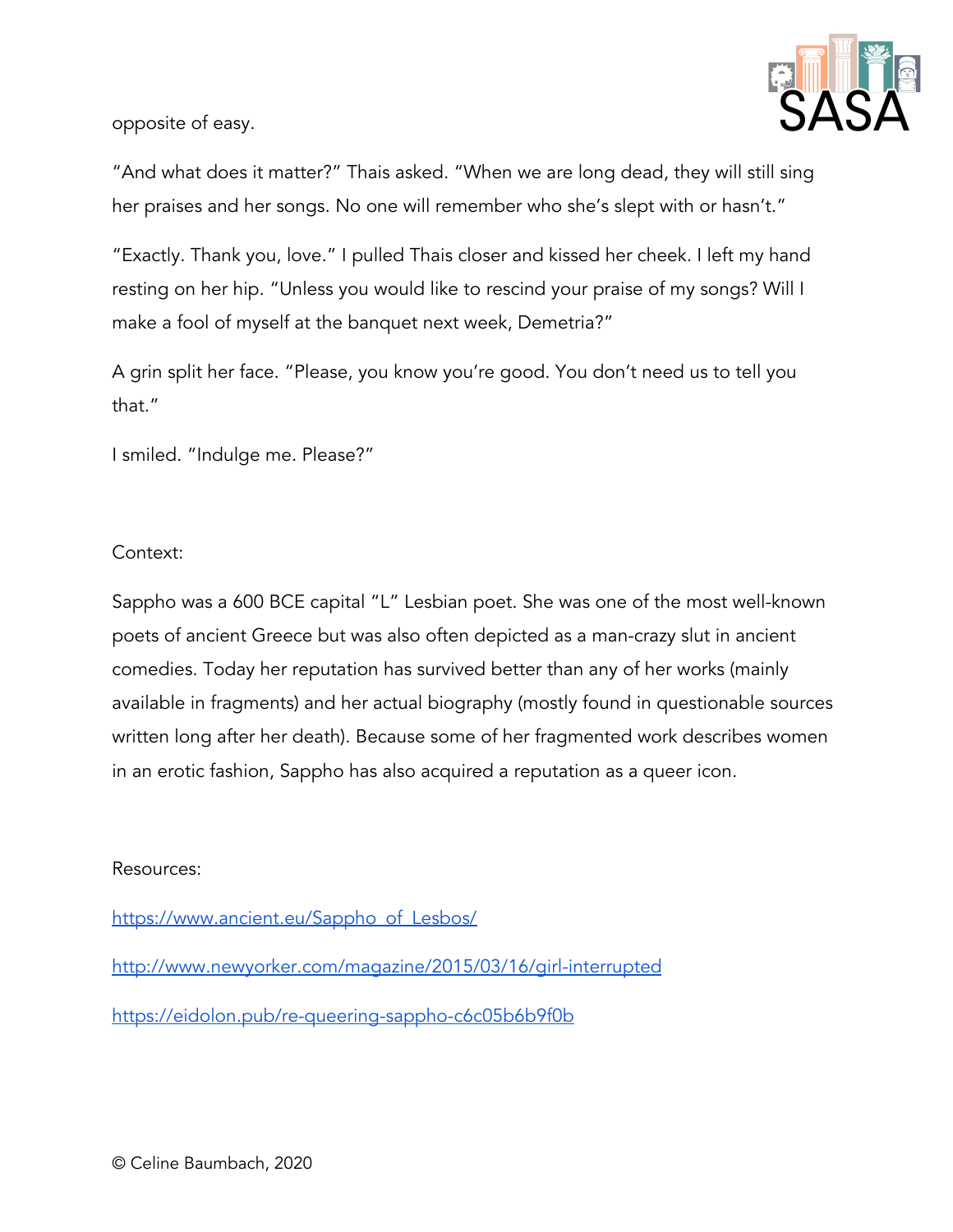opposite of easy.

"And what does it matter?" Thais asked. "When we are long dead, they will still sing her praises and her songs. No one will remember who she's slept with or hasn't."

"Exactly. Thank you, love." I pulled Thais closer and kissed her cheek. I left my hand resting on her hip. "Unless you would like to rescind your praise of my songs? Will I make a fool of myself at the banquet next week, Demetria?"

A grin split her face. "Please, you know you're good. You don't need us to tell you that."

I smiled. "Indulge me. Please?"

Context:

Sappho was a 600 BCE capital "L" Lesbian poet. She was one of the most well-known poets of ancient Greece but was also often depicted as a man-crazy slut in ancient comedies. Today her reputation has survived better than any of her works (mainly available in fragments) and her actual biography (mostly found in questionable sources written long after her death). Because some of her fragmented work describes women in an erotic fashion, Sappho has also acquired a reputation as a queer icon.

Resources:

https://www.ancient.eu/Sappho_of_Lesbos/

http://www.newyorker.com/magazine/2015/03/16/girl-interrupted

https://eidolon.pub/re-queering-sappho-c6c05b6b9f0b

© Celine Baumbach, 2020